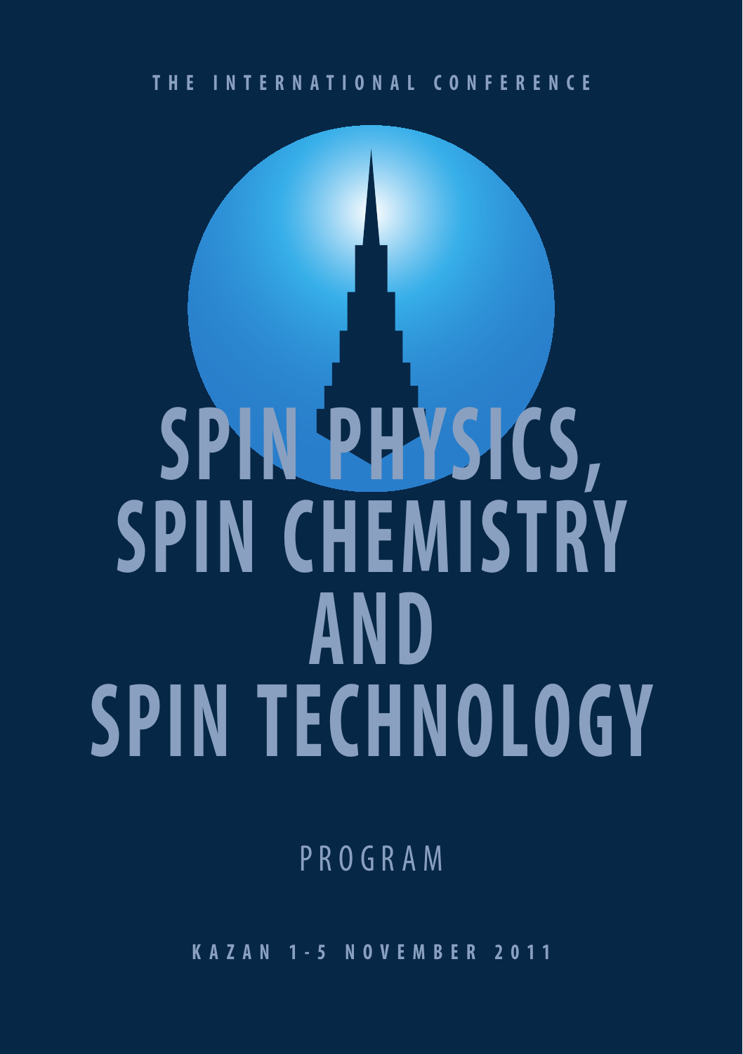THE INTERNATIONAL CONFERENCE

# SPIN PHYSICS, SPIN CHEMISTRY AND SPIN TECHNOLOGY

PROGRAM

KAZAN 1-5 NOVEMBER 2011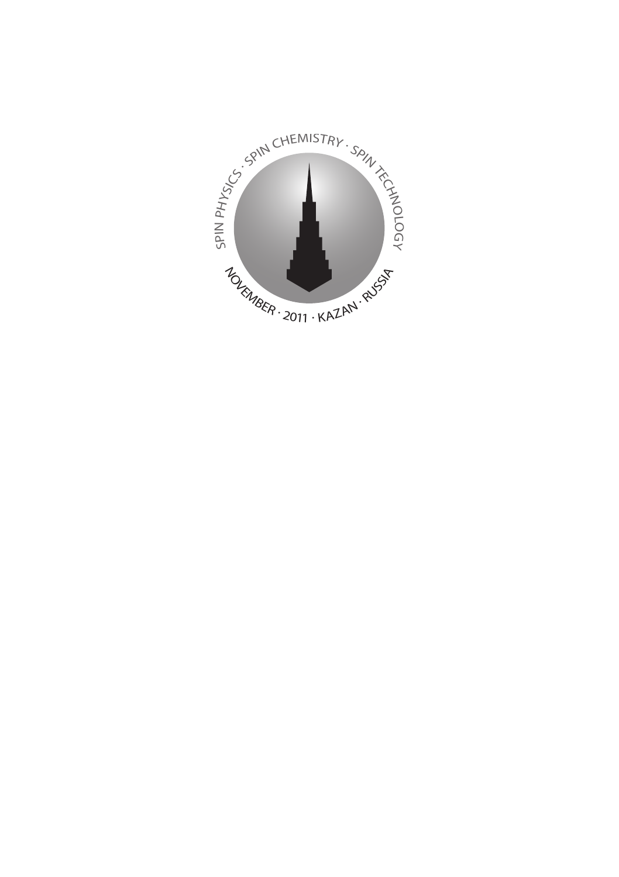SPIN PHYSICS · SPIN CHEMISTRY · SPIN TECHNOLOGY

NOVEMBER · 2011 · KAZAN · RUSSIA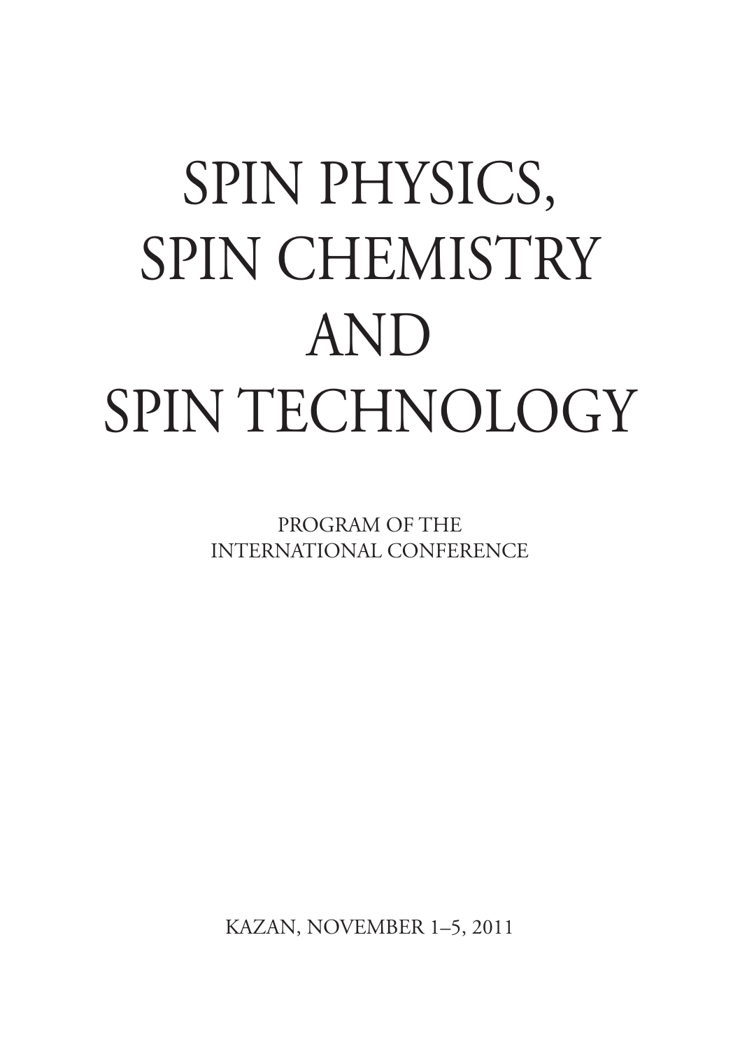# SPIN PHYSICS, SPIN CHEMISTRY AND SPIN TECHNOLOGY

PROGRAM OF THE INTERNATIONAL CONFERENCE

KAZAN, NOVEMBER 1–5, 2011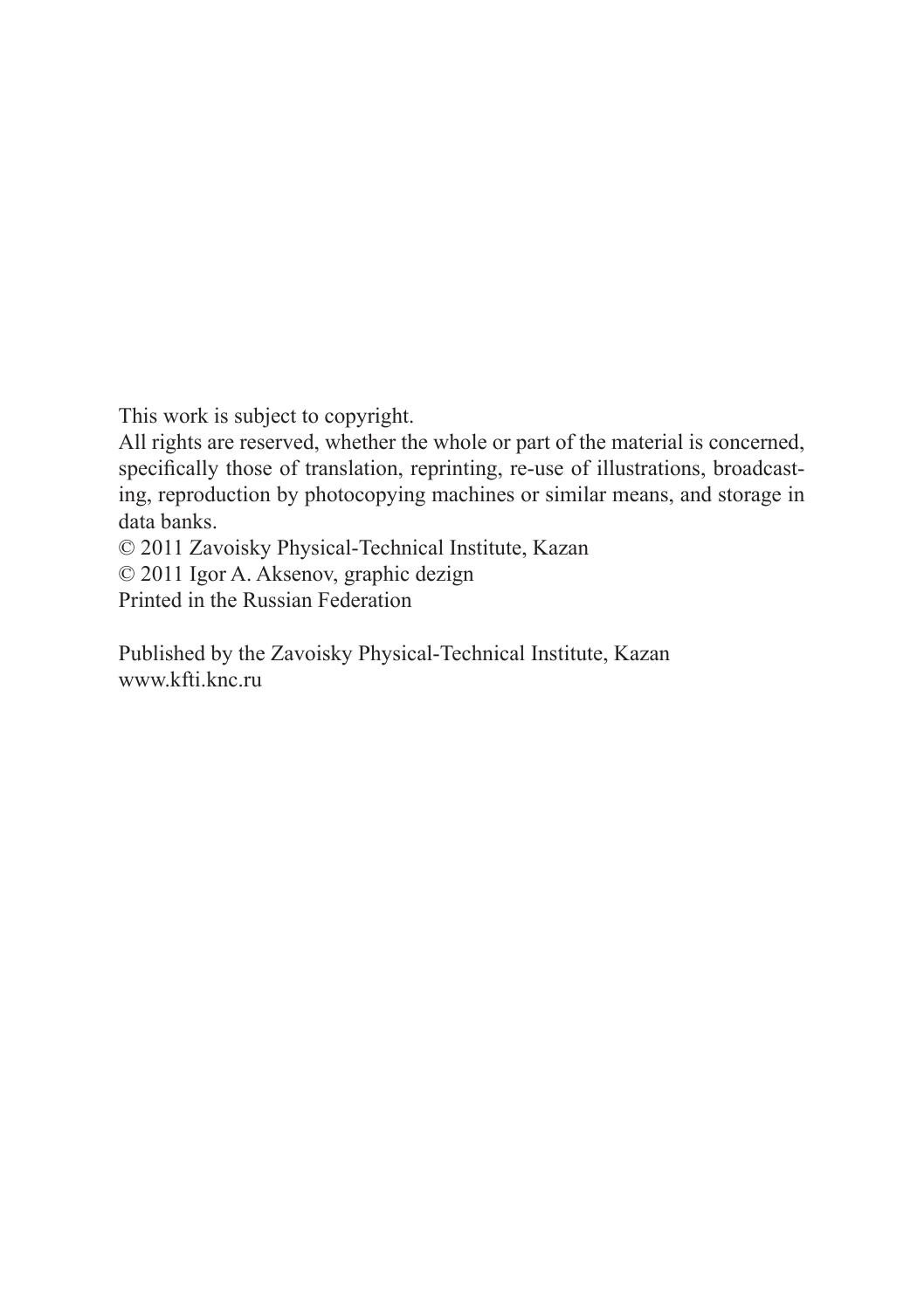This work is subject to copyright.

All rights are reserved, whether the whole or part of the material is concerned, specifically those of translation, reprinting, re-use of illustrations, broadcasting, reproduction by photocopying machines or similar means, and storage in data banks.

© 2011 Zavoisky Physical-Technical Institute, Kazan

© 2011 Igor A. Aksenov, graphic dezign

Printed in the Russian Federation

Published by the Zavoisky Physical-Technical Institute, Kazan

www.kfti.knc.ru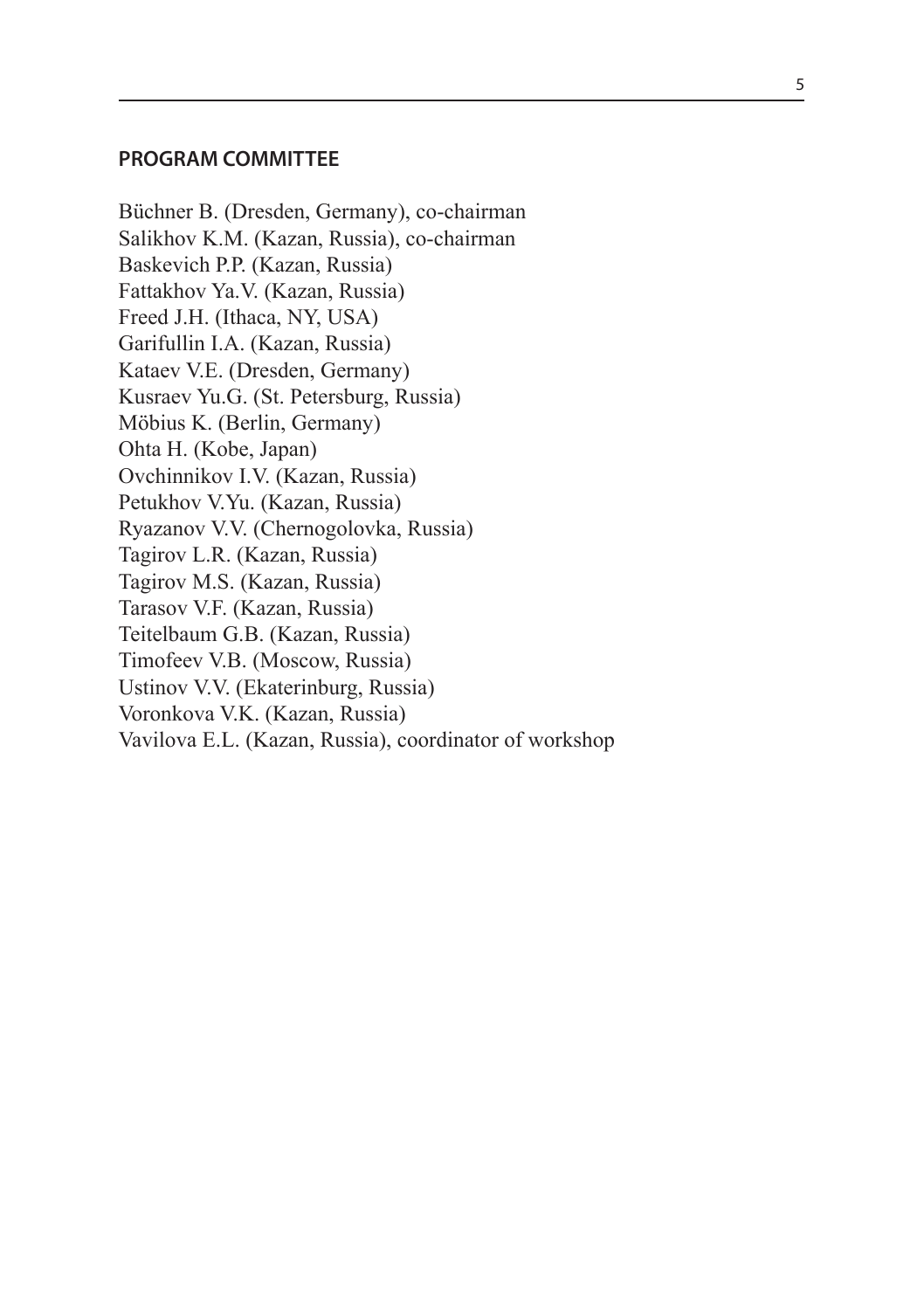## PROGRAM COMMITTEE

Büchner B. (Dresden, Germany), co-chairman
Salikhov K.M. (Kazan, Russia), co-chairman
Baskevich P.P. (Kazan, Russia)
Fattakhov Ya.V. (Kazan, Russia)
Freed J.H. (Ithaca, NY, USA)
Garifullin I.A. (Kazan, Russia)
Kataev V.E. (Dresden, Germany)
Kusraev Yu.G. (St. Petersburg, Russia)
Möbius K. (Berlin, Germany)
Ohta H. (Kobe, Japan)
Ovchinnikov I.V. (Kazan, Russia)
Petukhov V.Yu. (Kazan, Russia)
Ryazanov V.V. (Chernogolovka, Russia)
Tagirov L.R. (Kazan, Russia)
Tagirov M.S. (Kazan, Russia)
Tarasov V.F. (Kazan, Russia)
Teitelbaum G.B. (Kazan, Russia)
Timofeev V.B. (Moscow, Russia)
Ustinov V.V. (Ekaterinburg, Russia)
Voronkova V.K. (Kazan, Russia)
Vavilova E.L. (Kazan, Russia), coordinator of workshop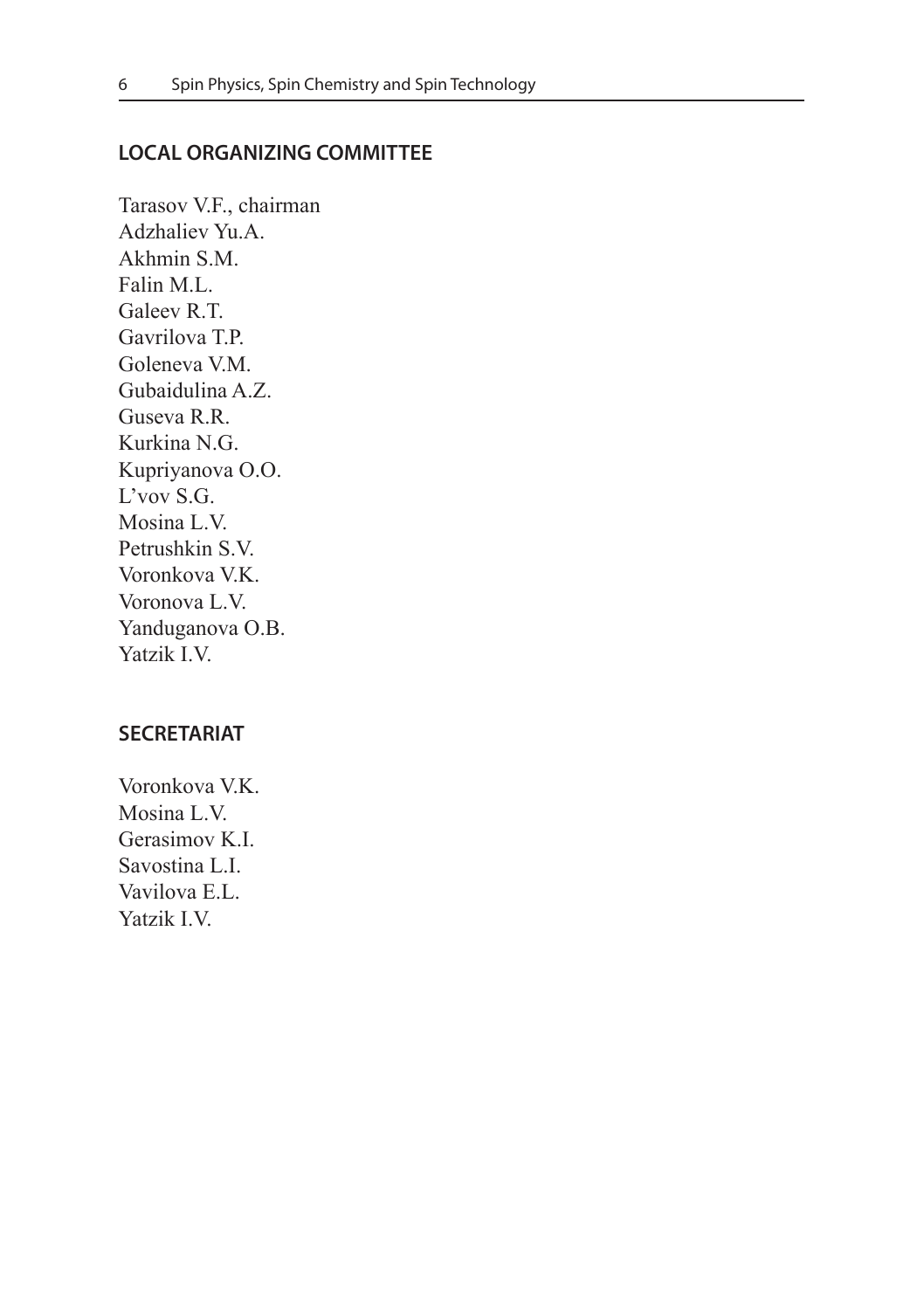## LOCAL ORGANIZING COMMITTEE

Tarasov V.F., chairman
Adzhaliev Yu.A.
Akhmin S.M.
Falin M.L.
Galeev R.T.
Gavrilova T.P.
Goleneva V.M.
Gubaidulina A.Z.
Guseva R.R.
Kurkina N.G.
Kupriyanova O.O.
L'vov S.G.
Mosina L.V.
Petrushkin S.V.
Voronkova V.K.
Voronova L.V.
Yanduganova O.B.
Yatzik I.V.

## SECRETARIAT

Voronkova V.K.
Mosina L.V.
Gerasimov K.I.
Savostina L.I.
Vavilova E.L.
Yatzik I.V.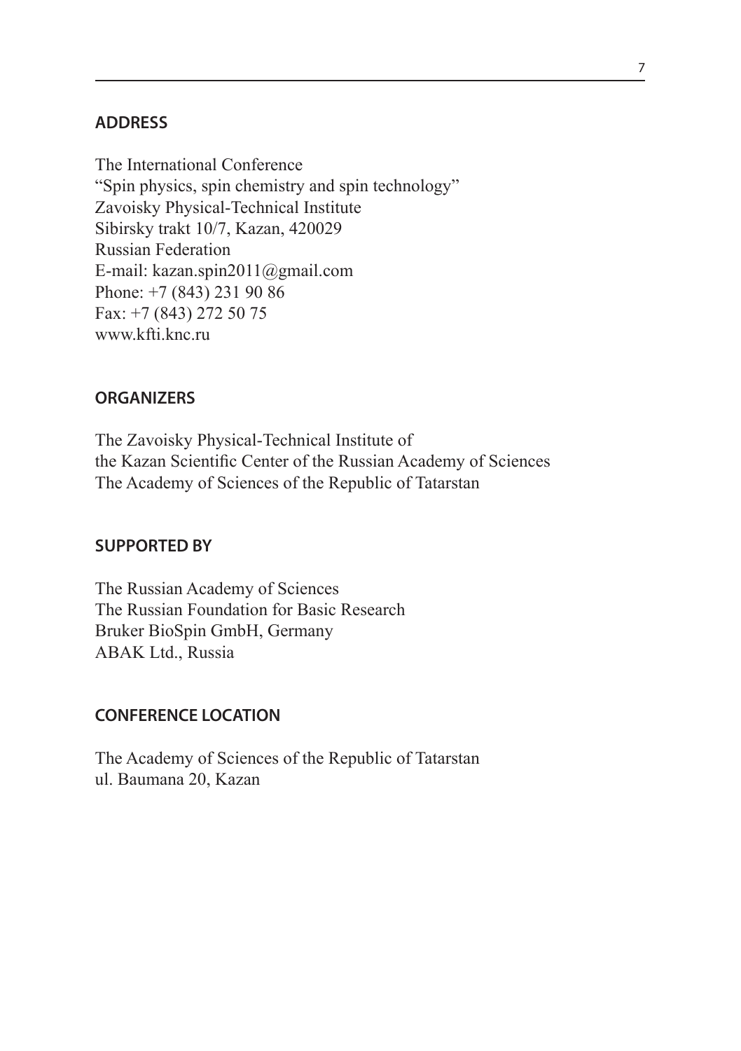## ADDRESS

The International Conference  
"Spin physics, spin chemistry and spin technology"  
Zavoisky Physical-Technical Institute  
Sibirsky trakt 10/7, Kazan, 420029  
Russian Federation  
E-mail: kazan.spin2011@gmail.com  
Phone: +7 (843) 231 90 86  
Fax: +7 (843) 272 50 75  
www.kfti.knc.ru

## ORGANIZERS

The Zavoisky Physical-Technical Institute of  
the Kazan Scientific Center of the Russian Academy of Sciences  
The Academy of Sciences of the Republic of Tatarstan

## SUPPORTED BY

The Russian Academy of Sciences  
The Russian Foundation for Basic Research  
Bruker BioSpin GmbH, Germany  
ABAK Ltd., Russia

## CONFERENCE LOCATION

The Academy of Sciences of the Republic of Tatarstan  
ul. Baumana 20, Kazan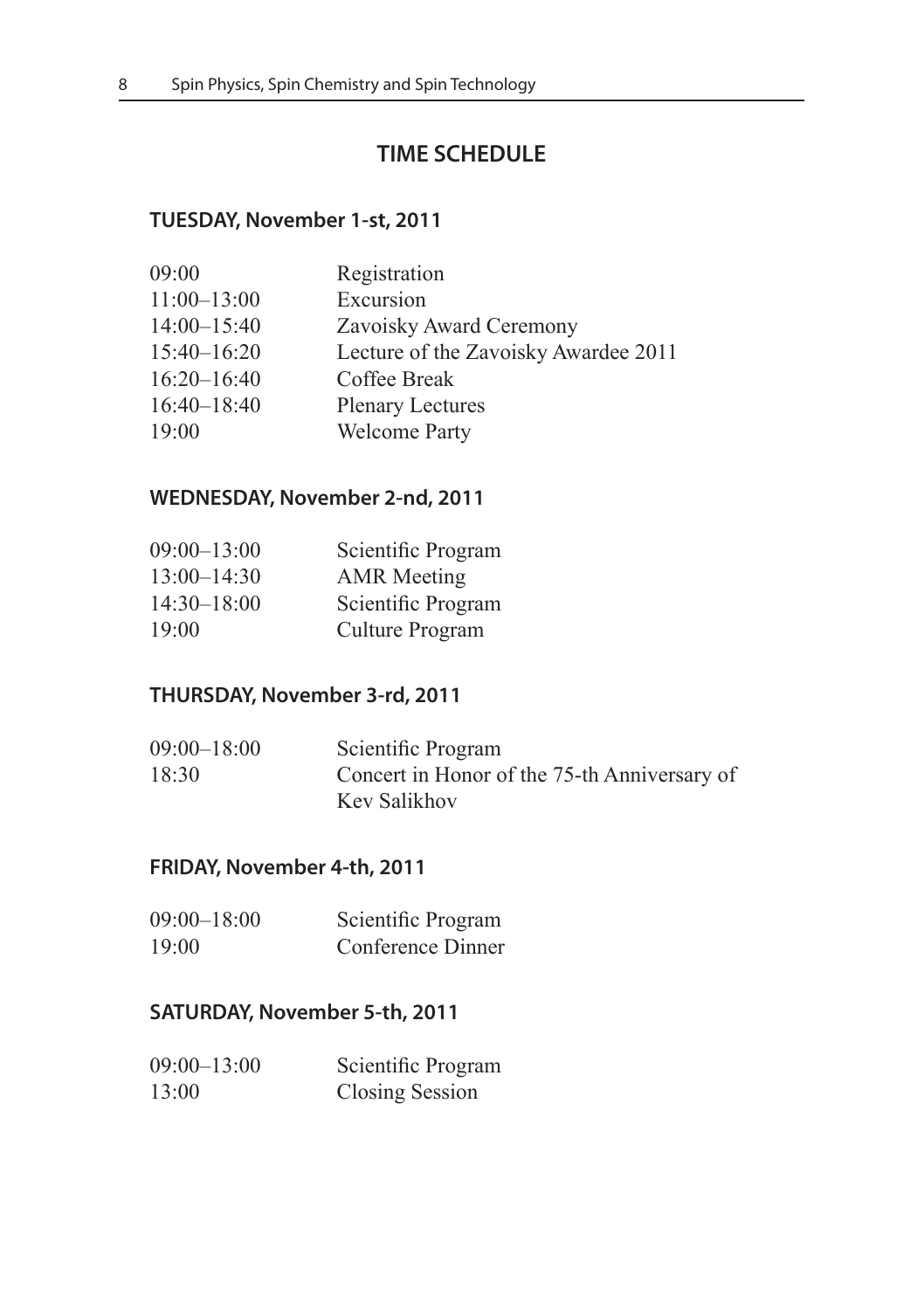## TIME SCHEDULE

### TUESDAY, November 1-st, 2011

| | |
|---|---|
| 09:00 | Registration |
| 11:00–13:00 | Excursion |
| 14:00–15:40 | Zavoisky Award Ceremony |
| 15:40–16:20 | Lecture of the Zavoisky Awardee 2011 |
| 16:20–16:40 | Coffee Break |
| 16:40–18:40 | Plenary Lectures |
| 19:00 | Welcome Party |

### WEDNESDAY, November 2-nd, 2011

| | |
|---|---|
| 09:00–13:00 | Scientific Program |
| 13:00–14:30 | AMR Meeting |
| 14:30–18:00 | Scientific Program |
| 19:00 | Culture Program |

### THURSDAY, November 3-rd, 2011

| | |
|---|---|
| 09:00–18:00 | Scientific Program |
| 18:30 | Concert in Honor of the 75-th Anniversary of Kev Salikhov |

### FRIDAY, November 4-th, 2011

| | |
|---|---|
| 09:00–18:00 | Scientific Program |
| 19:00 | Conference Dinner |

### SATURDAY, November 5-th, 2011

| | |
|---|---|
| 09:00–13:00 | Scientific Program |
| 13:00 | Closing Session |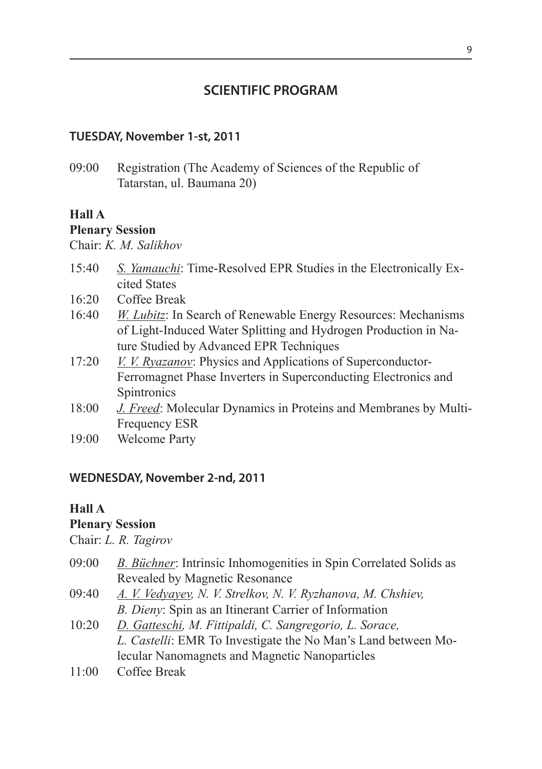## SCIENTIFIC PROGRAM

### TUESDAY, November 1-st, 2011

09:00 Registration (The Academy of Sciences of the Republic of Tatarstan, ul. Baumana 20)

**Hall A**

**Plenary Session**

Chair: *K. M. Salikhov*

15:40 *S. Yamauchi*: Time-Resolved EPR Studies in the Electronically Excited States

16:20 Coffee Break

16:40 *W. Lubitz*: In Search of Renewable Energy Resources: Mechanisms of Light-Induced Water Splitting and Hydrogen Production in Nature Studied by Advanced EPR Techniques

17:20 *V. V. Ryazanov*: Physics and Applications of Superconductor-Ferromagnet Phase Inverters in Superconducting Electronics and Spintronics

18:00 *J. Freed*: Molecular Dynamics in Proteins and Membranes by Multi-Frequency ESR

19:00 Welcome Party

### WEDNESDAY, November 2-nd, 2011

**Hall A**

**Plenary Session**

Chair: *L. R. Tagirov*

09:00 *B. Büchner*: Intrinsic Inhomogenities in Spin Correlated Solids as Revealed by Magnetic Resonance

09:40 *A. V. Vedyayev, N. V. Strelkov, N. V. Ryzhanova, M. Chshiev, B. Dieny*: Spin as an Itinerant Carrier of Information

10:20 *D. Gatteschi, M. Fittipaldi, C. Sangregorio, L. Sorace, L. Castelli*: EMR To Investigate the No Man's Land between Molecular Nanomagnets and Magnetic Nanoparticles

11:00 Coffee Break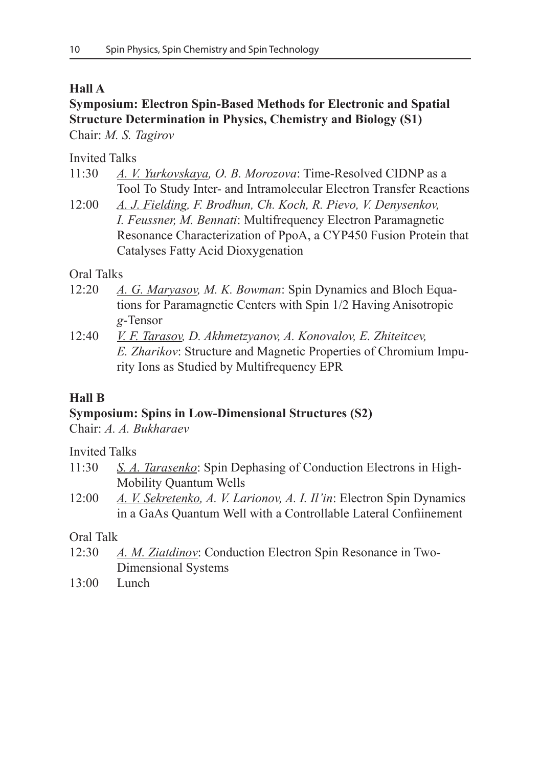**Hall A**

**Symposium: Electron Spin-Based Methods for Electronic and Spatial Structure Determination in Physics, Chemistry and Biology (S1)**

Chair: *M. S. Tagirov*

Invited Talks

- 11:30 *A. V. Yurkovskaya, O. B. Morozova*: Time-Resolved CIDNP as a Tool To Study Inter- and Intramolecular Electron Transfer Reactions
- 12:00 *A. J. Fielding, F. Brodhun, Ch. Koch, R. Pievo, V. Denysenkov, I. Feussner, M. Bennati*: Multifrequency Electron Paramagnetic Resonance Characterization of PpoA, a CYP450 Fusion Protein that Catalyses Fatty Acid Dioxygenation

Oral Talks

- 12:20 *A. G. Maryasov, M. K. Bowman*: Spin Dynamics and Bloch Equations for Paramagnetic Centers with Spin 1/2 Having Anisotropic *g*-Tensor
- 12:40 *V. F. Tarasov, D. Akhmetzyanov, A. Konovalov, E. Zhiteitcev, E. Zharikov*: Structure and Magnetic Properties of Chromium Impurity Ions as Studied by Multifrequency EPR

**Hall B**

**Symposium: Spins in Low-Dimensional Structures (S2)**

Chair: *A. A. Bukharaev*

Invited Talks

- 11:30 *S. A. Tarasenko*: Spin Dephasing of Conduction Electrons in High-Mobility Quantum Wells
- 12:00 *A. V. Sekretenko, A. V. Larionov, A. I. Il'in*: Electron Spin Dynamics in a GaAs Quantum Well with a Controllable Lateral Confiinement

Oral Talk

- 12:30 *A. M. Ziatdinov*: Conduction Electron Spin Resonance in Two-Dimensional Systems
- 13:00 Lunch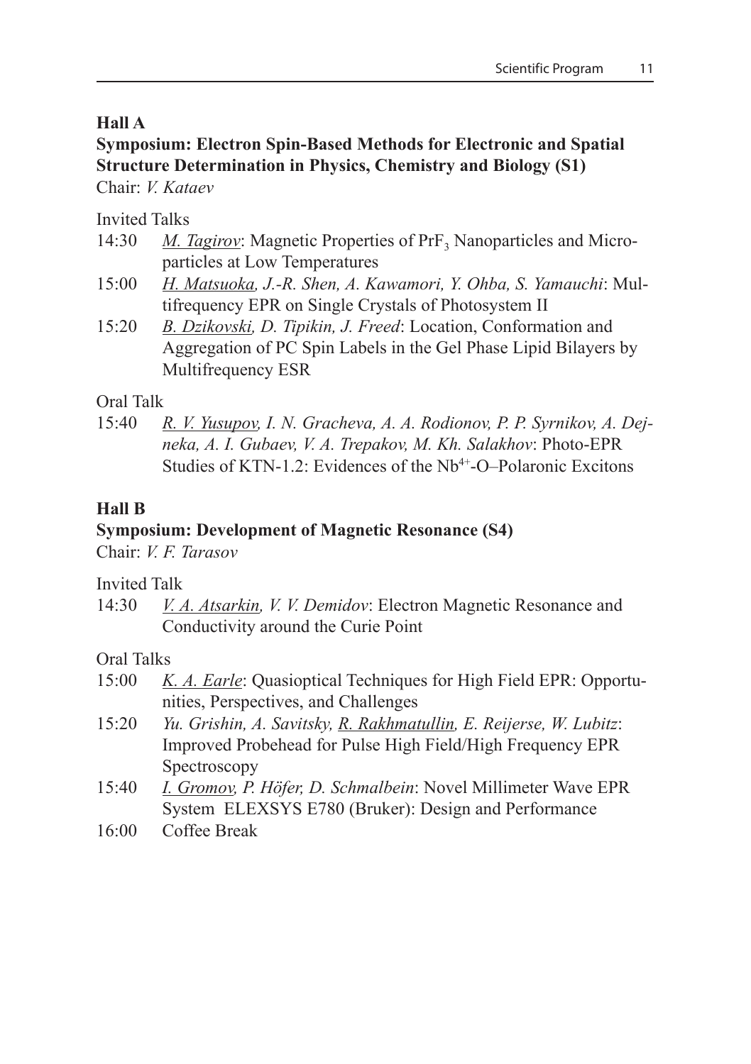**Hall A**

**Symposium: Electron Spin-Based Methods for Electronic and Spatial Structure Determination in Physics, Chemistry and Biology (S1)**

Chair: *V. Kataev*

Invited Talks

14:30 *M. Tagirov*: Magnetic Properties of $PrF_3$ Nanoparticles and Microparticles at Low Temperatures

15:00 *H. Matsuoka, J.-R. Shen, A. Kawamori, Y. Ohba, S. Yamauchi*: Multifrequency EPR on Single Crystals of Photosystem II

15:20 *B. Dzikovski, D. Tipikin, J. Freed*: Location, Conformation and Aggregation of PC Spin Labels in the Gel Phase Lipid Bilayers by Multifrequency ESR

Oral Talk

15:40 *R. V. Yusupov, I. N. Gracheva, A. A. Rodionov, P. P. Syrnikov, A. Dejneka, A. I. Gubaev, V. A. Trepakov, M. Kh. Salakhov*: Photo-EPR Studies of KTN-1.2: Evidences of the $Nb^{4+}$-O–Polaronic Excitons

**Hall B**

**Symposium: Development of Magnetic Resonance (S4)**

Chair: *V. F. Tarasov*

Invited Talk

14:30 *V. A. Atsarkin, V. V. Demidov*: Electron Magnetic Resonance and Conductivity around the Curie Point

Oral Talks

15:00 *K. A. Earle*: Quasioptical Techniques for High Field EPR: Opportunities, Perspectives, and Challenges

15:20 *Yu. Grishin, A. Savitsky, R. Rakhmatullin, E. Reijerse, W. Lubitz*: Improved Probehead for Pulse High Field/High Frequency EPR Spectroscopy

15:40 *I. Gromov, P. Höfer, D. Schmalbein*: Novel Millimeter Wave EPR System ELEXSYS E780 (Bruker): Design and Performance

16:00 Coffee Break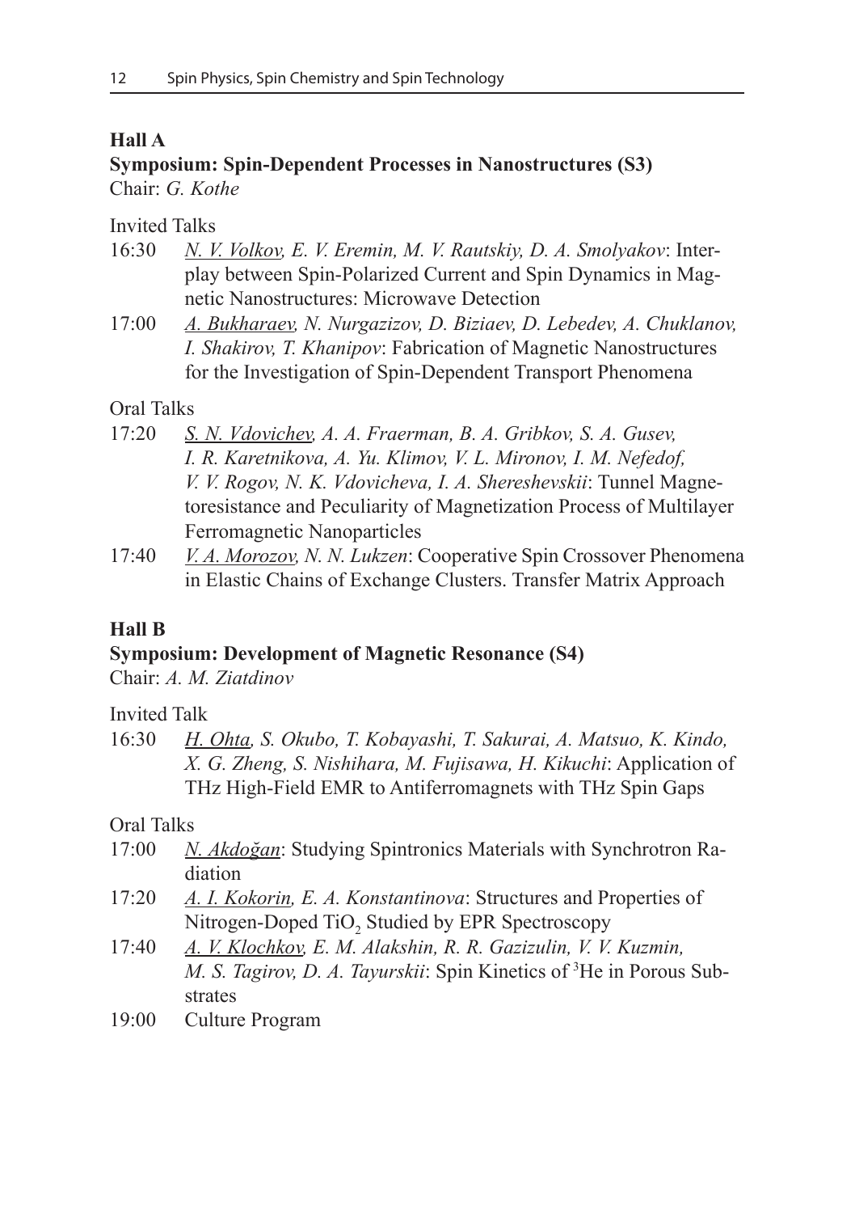**Hall A**

**Symposium: Spin-Dependent Processes in Nanostructures (S3)**

Chair: *G. Kothe*

Invited Talks

16:30 *N. V. Volkov, E. V. Eremin, M. V. Rautskiy, D. A. Smolyakov*: Interplay between Spin-Polarized Current and Spin Dynamics in Magnetic Nanostructures: Microwave Detection

17:00 *A. Bukharaev, N. Nurgazizov, D. Biziaev, D. Lebedev, A. Chuklanov, I. Shakirov, T. Khanipov*: Fabrication of Magnetic Nanostructures for the Investigation of Spin-Dependent Transport Phenomena

Oral Talks

17:20 *S. N. Vdovichev, A. A. Fraerman, B. A. Gribkov, S. A. Gusev, I. R. Karetnikova, A. Yu. Klimov, V. L. Mironov, I. M. Nefedof, V. V. Rogov, N. K. Vdovicheva, I. A. Shereshevskii*: Tunnel Magnetoresistance and Peculiarity of Magnetization Process of Multilayer Ferromagnetic Nanoparticles

17:40 *V. A. Morozov, N. N. Lukzen*: Cooperative Spin Crossover Phenomena in Elastic Chains of Exchange Clusters. Transfer Matrix Approach

**Hall B**

**Symposium: Development of Magnetic Resonance (S4)**

Chair: *A. M. Ziatdinov*

Invited Talk

16:30 *H. Ohta, S. Okubo, T. Kobayashi, T. Sakurai, A. Matsuo, K. Kindo, X. G. Zheng, S. Nishihara, M. Fujisawa, H. Kikuchi*: Application of THz High-Field EMR to Antiferromagnets with THz Spin Gaps

Oral Talks

17:00 *N. Akdoğan*: Studying Spintronics Materials with Synchrotron Radiation

17:20 *A. I. Kokorin, E. A. Konstantinova*: Structures and Properties of Nitrogen-Doped $TiO_2$ Studied by EPR Spectroscopy

17:40 *A. V. Klochkov, E. M. Alakshin, R. R. Gazizulin, V. V. Kuzmin, M. S. Tagirov, D. A. Tayurskii*: Spin Kinetics of $^3$He in Porous Substrates

19:00 Culture Program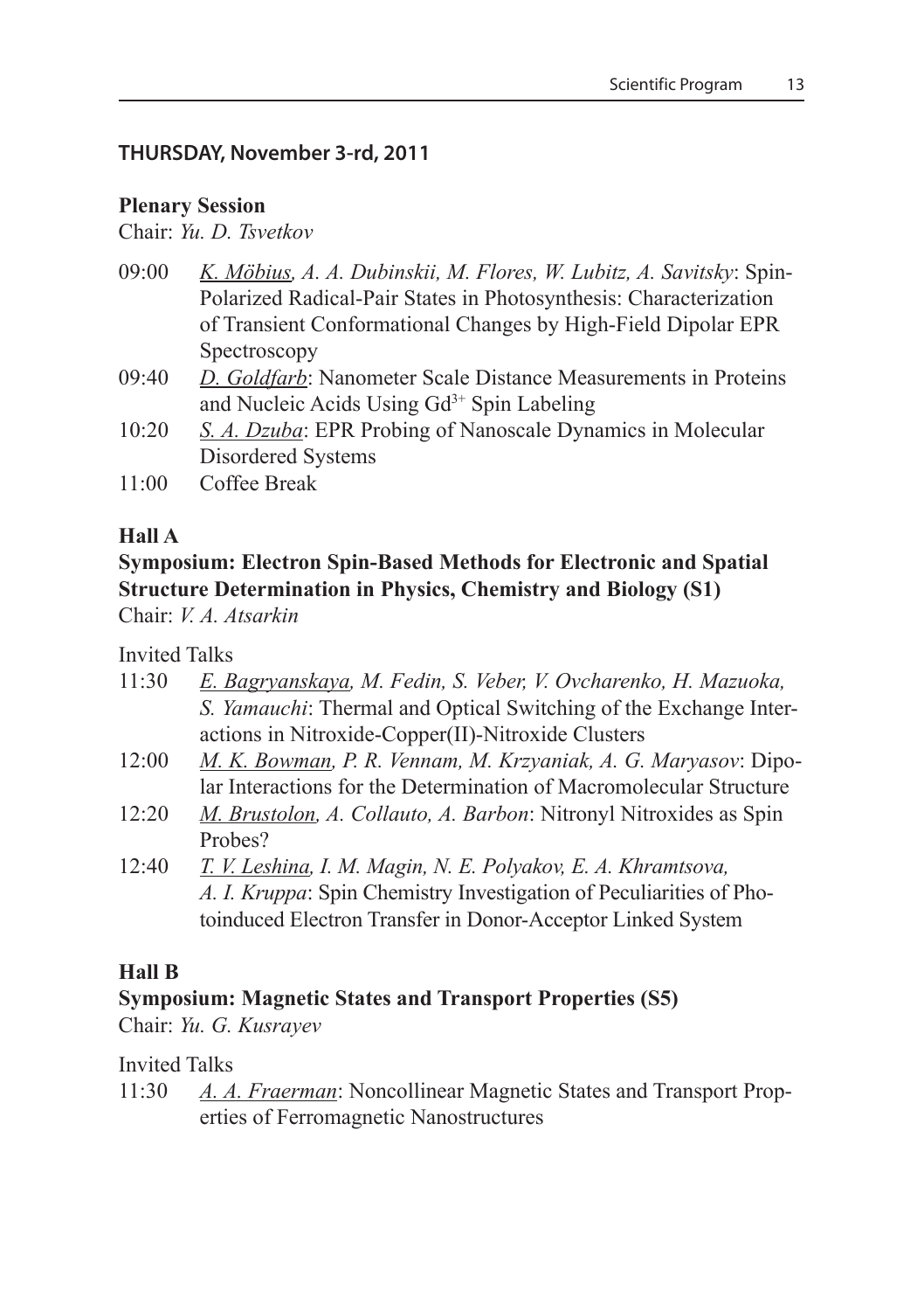## THURSDAY, November 3-rd, 2011

### Plenary Session

Chair: *Yu. D. Tsvetkov*

- 09:00 *K. Möbius, A. A. Dubinskii, M. Flores, W. Lubitz, A. Savitsky*: Spin-Polarized Radical-Pair States in Photosynthesis: Characterization of Transient Conformational Changes by High-Field Dipolar EPR Spectroscopy
- 09:40 *D. Goldfarb*: Nanometer Scale Distance Measurements in Proteins and Nucleic Acids Using $Gd^{3+}$ Spin Labeling
- 10:20 *S. A. Dzuba*: EPR Probing of Nanoscale Dynamics in Molecular Disordered Systems
- 11:00 Coffee Break

### Hall A

### Symposium: Electron Spin-Based Methods for Electronic and Spatial Structure Determination in Physics, Chemistry and Biology (S1)

Chair: *V. A. Atsarkin*

Invited Talks

- 11:30 *E. Bagryanskaya, M. Fedin, S. Veber, V. Ovcharenko, H. Mazuoka, S. Yamauchi*: Thermal and Optical Switching of the Exchange Interactions in Nitroxide-Copper(II)-Nitroxide Clusters
- 12:00 *M. K. Bowman, P. R. Vennam, M. Krzyaniak, A. G. Maryasov*: Dipolar Interactions for the Determination of Macromolecular Structure
- 12:20 *M. Brustolon, A. Collauto, A. Barbon*: Nitronyl Nitroxides as Spin Probes?
- 12:40 *T. V. Leshina, I. M. Magin, N. E. Polyakov, E. A. Khramtsova, A. I. Kruppa*: Spin Chemistry Investigation of Peculiarities of Photoinduced Electron Transfer in Donor-Acceptor Linked System

### Hall B

### Symposium: Magnetic States and Transport Properties (S5)

Chair: *Yu. G. Kusrayev*

Invited Talks

- 11:30 *A. A. Fraerman*: Noncollinear Magnetic States and Transport Properties of Ferromagnetic Nanostructures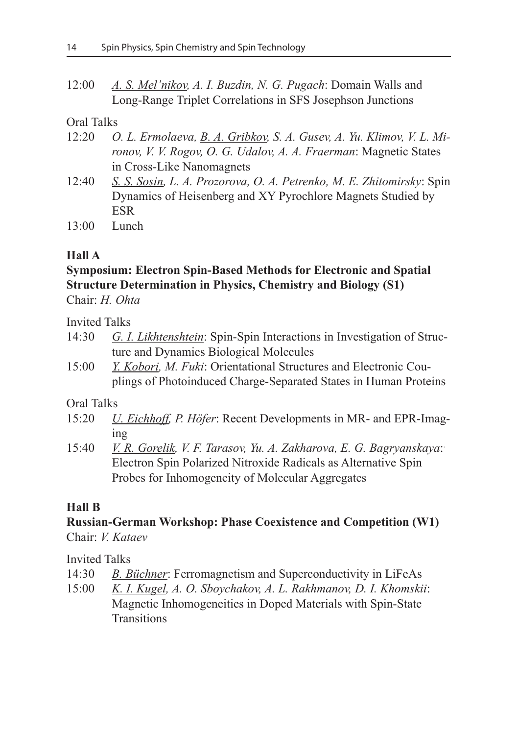12:00 *A. S. Mel'nikov, A. I. Buzdin, N. G. Pugach*: Domain Walls and Long-Range Triplet Correlations in SFS Josephson Junctions

Oral Talks

12:20 *O. L. Ermolaeva, B. A. Gribkov, S. A. Gusev, A. Yu. Klimov, V. L. Mironov, V. V. Rogov, O. G. Udalov, A. A. Fraerman*: Magnetic States in Cross-Like Nanomagnets

12:40 *S. S. Sosin, L. A. Prozorova, O. A. Petrenko, M. E. Zhitomirsky*: Spin Dynamics of Heisenberg and XY Pyrochlore Magnets Studied by ESR

13:00 Lunch

**Hall A**

**Symposium: Electron Spin-Based Methods for Electronic and Spatial Structure Determination in Physics, Chemistry and Biology (S1)**
Chair: *H. Ohta*

Invited Talks

14:30 *G. I. Likhtenshtein*: Spin-Spin Interactions in Investigation of Structure and Dynamics Biological Molecules

15:00 *Y. Kobori, M. Fuki*: Orientational Structures and Electronic Couplings of Photoinduced Charge-Separated States in Human Proteins

Oral Talks

15:20 *U. Eichhoff, P. Höfer*: Recent Developments in MR- and EPR-Imaging

15:40 *V. R. Gorelik, V. F. Tarasov, Yu. A. Zakharova, E. G. Bagryanskaya*: Electron Spin Polarized Nitroxide Radicals as Alternative Spin Probes for Inhomogeneity of Molecular Aggregates

**Hall B**

**Russian-German Workshop: Phase Coexistence and Competition (W1)**
Chair: *V. Kataev*

Invited Talks

14:30 *B. Büchner*: Ferromagnetism and Superconductivity in LiFeAs

15:00 *K. I. Kugel, A. O. Sboychakov, A. L. Rakhmanov, D. I. Khomskii*: Magnetic Inhomogeneities in Doped Materials with Spin-State Transitions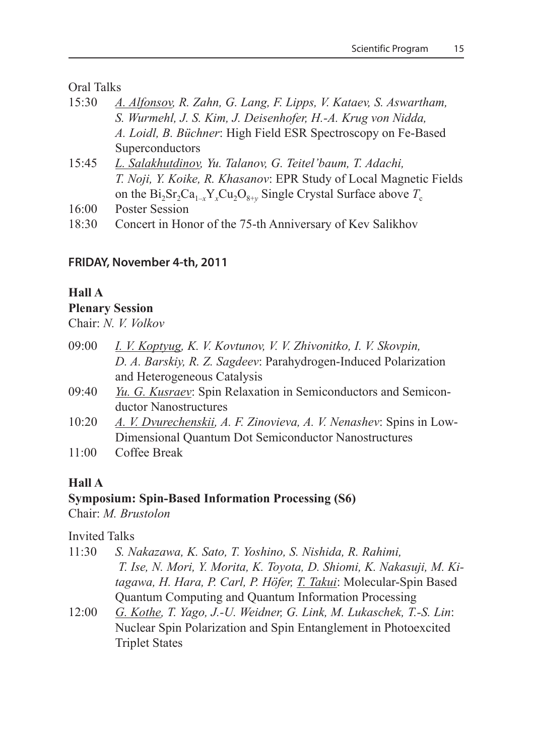Oral Talks

15:30 *A. Alfonsov, R. Zahn, G. Lang, F. Lipps, V. Kataev, S. Aswartham, S. Wurmehl, J. S. Kim, J. Deisenhofer, H.-A. Krug von Nidda, A. Loidl, B. Büchner*: High Field ESR Spectroscopy on Fe-Based Superconductors

15:45 *L. Salakhutdinov, Yu. Talanov, G. Teitel'baum, T. Adachi, T. Noji, Y. Koike, R. Khasanov*: EPR Study of Local Magnetic Fields on the $Bi_2Sr_2Ca_{1-x}Y_xCu_2O_{8+y}$ Single Crystal Surface above $T_c$

16:00 Poster Session

18:30 Concert in Honor of the 75-th Anniversary of Kev Salikhov

## FRIDAY, November 4-th, 2011

**Hall A**

**Plenary Session**

Chair: *N. V. Volkov*

09:00 *I. V. Koptyug, K. V. Kovtunov, V. V. Zhivonitko, I. V. Skovpin, D. A. Barskiy, R. Z. Sagdeev*: Parahydrogen-Induced Polarization and Heterogeneous Catalysis

09:40 *Yu. G. Kusraev*: Spin Relaxation in Semiconductors and Semiconductor Nanostructures

10:20 *A. V. Dvurechenskii, A. F. Zinovieva, A. V. Nenashev*: Spins in Low-Dimensional Quantum Dot Semiconductor Nanostructures

11:00 Coffee Break

**Hall A**

**Symposium: Spin-Based Information Processing (S6)**

Chair: *M. Brustolon*

Invited Talks

11:30 *S. Nakazawa, K. Sato, T. Yoshino, S. Nishida, R. Rahimi, T. Ise, N. Mori, Y. Morita, K. Toyota, D. Shiomi, K. Nakasuji, M. Kitagawa, H. Hara, P. Carl, P. Höfer, T. Takui*: Molecular-Spin Based Quantum Computing and Quantum Information Processing

12:00 *G. Kothe, T. Yago, J.-U. Weidner, G. Link, M. Lukaschek, T.-S. Lin*: Nuclear Spin Polarization and Spin Entanglement in Photoexcited Triplet States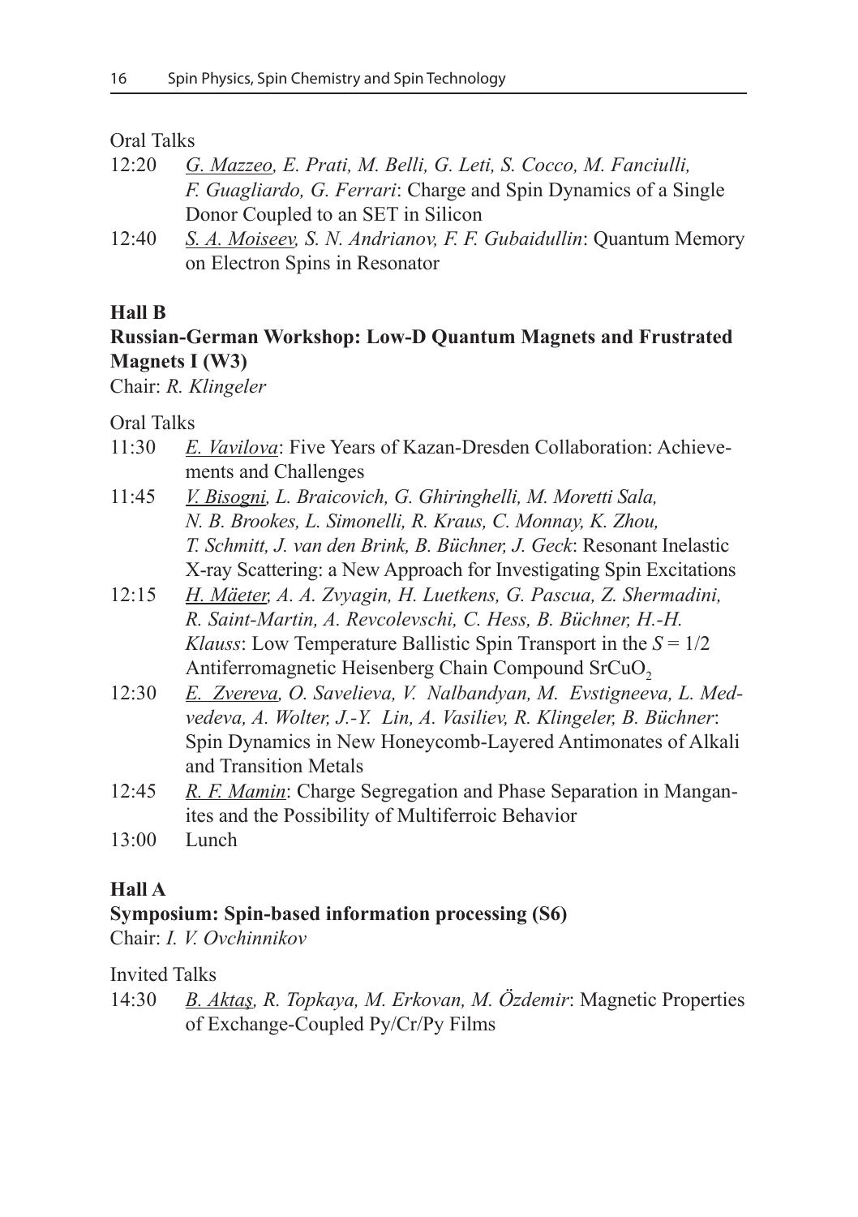Oral Talks

12:20 *<u>G. Mazzeo</u>, E. Prati, M. Belli, G. Leti, S. Cocco, M. Fanciulli, F. Guagliardo, G. Ferrari*: Charge and Spin Dynamics of a Single Donor Coupled to an SET in Silicon

12:40 *<u>S. A. Moiseev</u>, S. N. Andrianov, F. F. Gubaidullin*: Quantum Memory on Electron Spins in Resonator

**Hall B**

**Russian-German Workshop: Low-D Quantum Magnets and Frustrated Magnets I (W3)**

Chair: *R. Klingeler*

Oral Talks

11:30 *<u>E. Vavilova</u>*: Five Years of Kazan-Dresden Collaboration: Achievements and Challenges

11:45 *<u>V. Bisogni</u>, L. Braicovich, G. Ghiringhelli, M. Moretti Sala, N. B. Brookes, L. Simonelli, R. Kraus, C. Monnay, K. Zhou, T. Schmitt, J. van den Brink, B. Büchner, J. Geck*: Resonant Inelastic X-ray Scattering: a New Approach for Investigating Spin Excitations

12:15 *<u>H. Mäeter</u>, A. A. Zvyagin, H. Luetkens, G. Pascua, Z. Shermadini, R. Saint-Martin, A. Revcolevschi, C. Hess, B. Büchner, H.-H. Klauss*: Low Temperature Ballistic Spin Transport in the $S = 1/2$ Antiferromagnetic Heisenberg Chain Compound $SrCuO_2$

12:30 *<u>E. Zvereva</u>, O. Savelieva, V. Nalbandyan, M. Evstigneeva, L. Medvedeva, A. Wolter, J.-Y. Lin, A. Vasiliev, R. Klingeler, B. Büchner*: Spin Dynamics in New Honeycomb-Layered Antimonates of Alkali and Transition Metals

12:45 *<u>R. F. Mamin</u>*: Charge Segregation and Phase Separation in Manganites and the Possibility of Multiferroic Behavior

13:00 Lunch

**Hall A**

**Symposium: Spin-based information processing (S6)**

Chair: *I. V. Ovchinnikov*

Invited Talks

14:30 *<u>B. Aktaş</u>, R. Topkaya, M. Erkovan, M. Özdemir*: Magnetic Properties of Exchange-Coupled Py/Cr/Py Films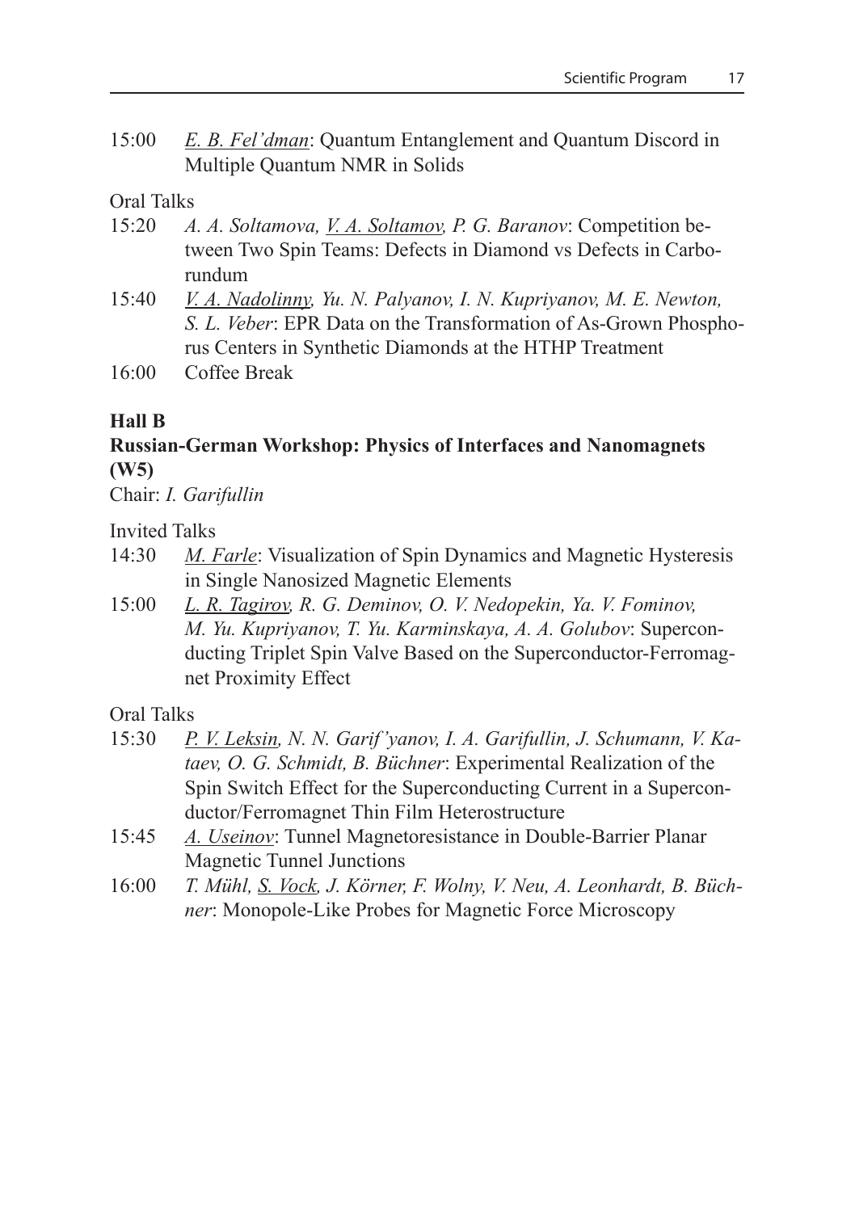15:00 *<u>E. B. Fel'dman</u>*: Quantum Entanglement and Quantum Discord in Multiple Quantum NMR in Solids

Oral Talks

15:20 *A. A. Soltamova, <u>V. A. Soltamov</u>, P. G. Baranov*: Competition between Two Spin Teams: Defects in Diamond vs Defects in Carborundum

15:40 *<u>V. A. Nadolinny</u>, Yu. N. Palyanov, I. N. Kupriyanov, M. E. Newton, S. L. Veber*: EPR Data on the Transformation of As-Grown Phosphorus Centers in Synthetic Diamonds at the HTHP Treatment

16:00 Coffee Break

**Hall B**

**Russian-German Workshop: Physics of Interfaces and Nanomagnets (W5)**

Chair: *I. Garifullin*

Invited Talks

14:30 *<u>M. Farle</u>*: Visualization of Spin Dynamics and Magnetic Hysteresis in Single Nanosized Magnetic Elements

15:00 *<u>L. R. Tagirov</u>, R. G. Deminov, O. V. Nedopekin, Ya. V. Fominov, M. Yu. Kupriyanov, T. Yu. Karminskaya, A. A. Golubov*: Superconducting Triplet Spin Valve Based on the Superconductor-Ferromagnet Proximity Effect

Oral Talks

15:30 *<u>P. V. Leksin</u>, N. N. Garif'yanov, I. A. Garifullin, J. Schumann, V. Kataev, O. G. Schmidt, B. Büchner*: Experimental Realization of the Spin Switch Effect for the Superconducting Current in a Superconductor/Ferromagnet Thin Film Heterostructure

15:45 *<u>A. Useinov</u>*: Tunnel Magnetoresistance in Double-Barrier Planar Magnetic Tunnel Junctions

16:00 *T. Mühl, <u>S. Vock</u>, J. Körner, F. Wolny, V. Neu, A. Leonhardt, B. Büchner*: Monopole-Like Probes for Magnetic Force Microscopy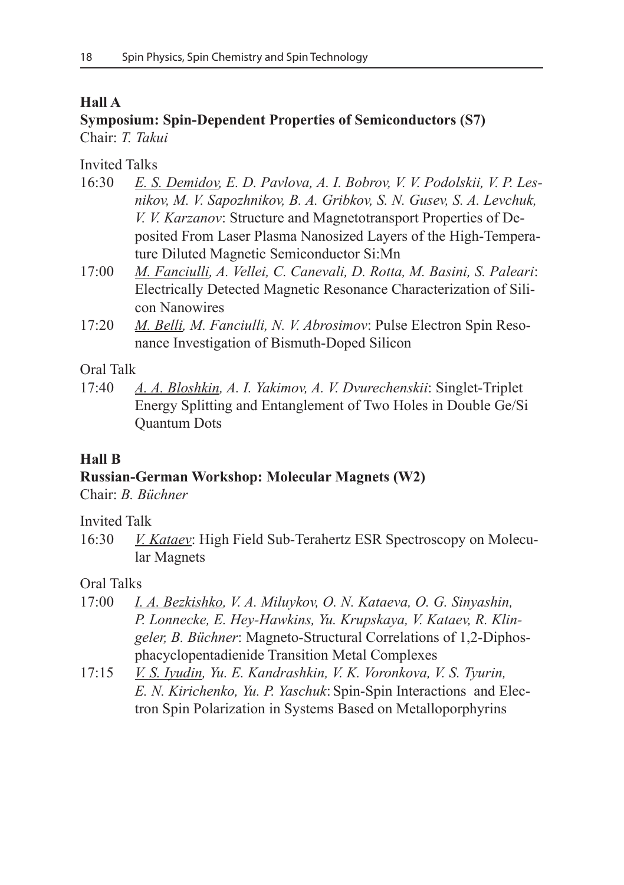**Hall A**

**Symposium: Spin-Dependent Properties of Semiconductors (S7)**
Chair: *T. Takui*

Invited Talks

16:30 *E. S. Demidov, E. D. Pavlova, A. I. Bobrov, V. V. Podolskii, V. P. Lesnikov, M. V. Sapozhnikov, B. A. Gribkov, S. N. Gusev, S. A. Levchuk, V. V. Karzanov*: Structure and Magnetotransport Properties of Deposited From Laser Plasma Nanosized Layers of the High-Temperature Diluted Magnetic Semiconductor Si:Mn

17:00 *M. Fanciulli, A. Vellei, C. Canevali, D. Rotta, M. Basini, S. Paleari*: Electrically Detected Magnetic Resonance Characterization of Silicon Nanowires

17:20 *M. Belli, M. Fanciulli, N. V. Abrosimov*: Pulse Electron Spin Resonance Investigation of Bismuth-Doped Silicon

Oral Talk

17:40 *A. A. Bloshkin, A. I. Yakimov, A. V. Dvurechenskii*: Singlet-Triplet Energy Splitting and Entanglement of Two Holes in Double Ge/Si Quantum Dots

**Hall B**

**Russian-German Workshop: Molecular Magnets (W2)**
Chair: *B. Büchner*

Invited Talk

16:30 *V. Kataev*: High Field Sub-Terahertz ESR Spectroscopy on Molecular Magnets

Oral Talks

17:00 *I. A. Bezkishko, V. A. Miluykov, O. N. Kataeva, O. G. Sinyashin, P. Lonnecke, E. Hey-Hawkins, Yu. Krupskaya, V. Kataev, R. Klingeler, B. Büchner*: Magneto-Structural Correlations of 1,2-Diphosphacyclopentadienide Transition Metal Complexes

17:15 *V. S. Iyudin, Yu. E. Kandrashkin, V. K. Voronkova, V. S. Tyurin, E. N. Kirichenko, Yu. P. Yaschuk*: Spin-Spin Interactions and Electron Spin Polarization in Systems Based on Metalloporphyrins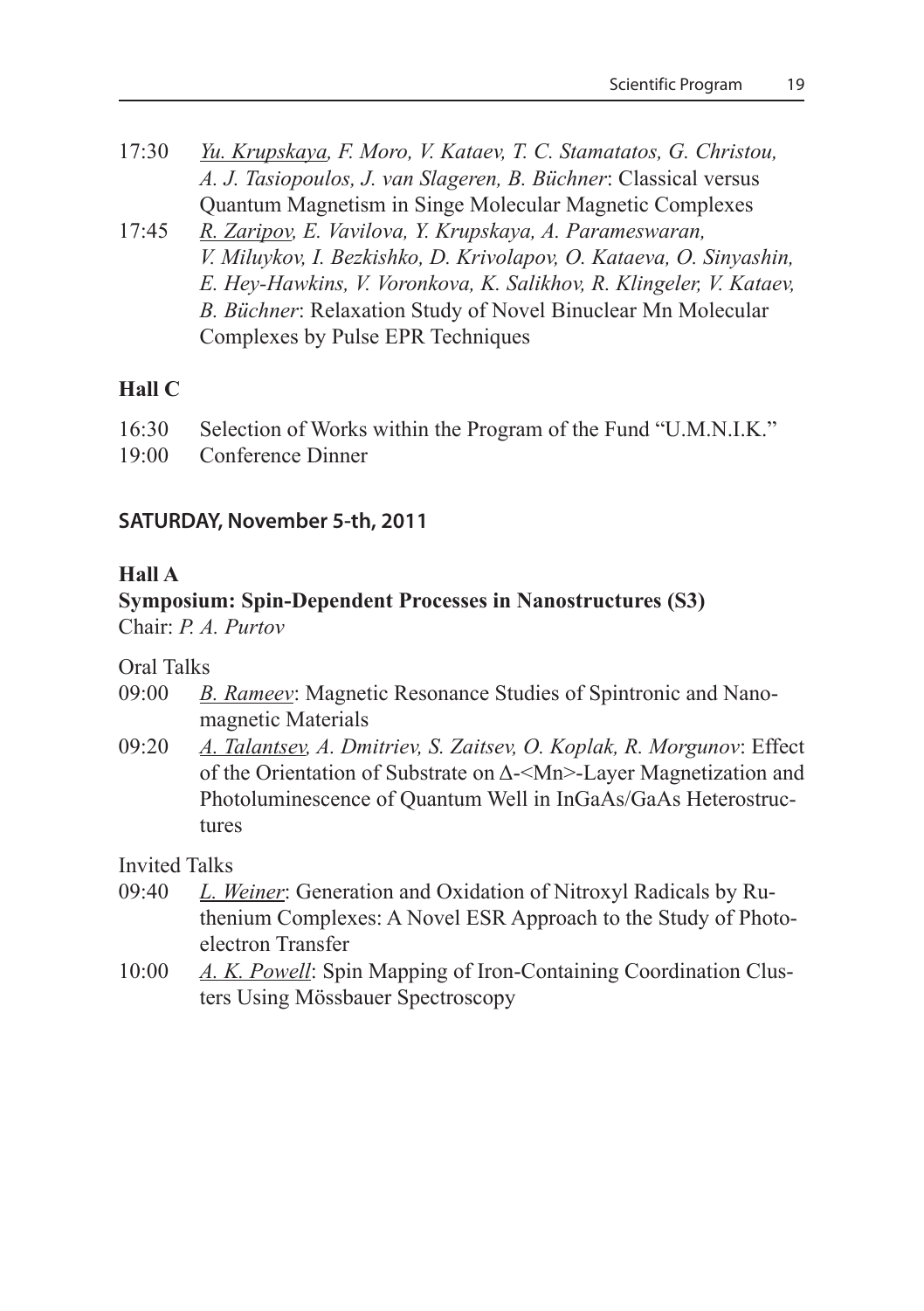17:30 *<u>Yu. Krupskaya</u>, F. Moro, V. Kataev, T. C. Stamatatos, G. Christou, A. J. Tasiopoulos, J. van Slageren, B. Büchner*: Classical versus Quantum Magnetism in Singe Molecular Magnetic Complexes

17:45 *<u>R. Zaripov</u>, E. Vavilova, Y. Krupskaya, A. Parameswaran, V. Miluykov, I. Bezkishko, D. Krivolapov, O. Kataeva, O. Sinyashin, E. Hey-Hawkins, V. Voronkova, K. Salikhov, R. Klingeler, V. Kataev, B. Büchner*: Relaxation Study of Novel Binuclear Mn Molecular Complexes by Pulse EPR Techniques

**Hall C**

16:30 Selection of Works within the Program of the Fund "U.M.N.I.K."

19:00 Conference Dinner

## SATURDAY, November 5-th, 2011

**Hall A**

**Symposium: Spin-Dependent Processes in Nanostructures (S3)**

Chair: *P. A. Purtov*

Oral Talks

09:00 *<u>B. Rameev</u>*: Magnetic Resonance Studies of Spintronic and Nanomagnetic Materials

09:20 *<u>A. Talantsev</u>, A. Dmitriev, S. Zaitsev, O. Koplak, R. Morgunov*: Effect of the Orientation of Substrate on Δ-<Mn>-Layer Magnetization and Photoluminescence of Quantum Well in InGaAs/GaAs Heterostructures

Invited Talks

09:40 *<u>L. Weiner</u>*: Generation and Oxidation of Nitroxyl Radicals by Ruthenium Complexes: A Novel ESR Approach to the Study of Photoelectron Transfer

10:00 *<u>A. K. Powell</u>*: Spin Mapping of Iron-Containing Coordination Clusters Using Mössbauer Spectroscopy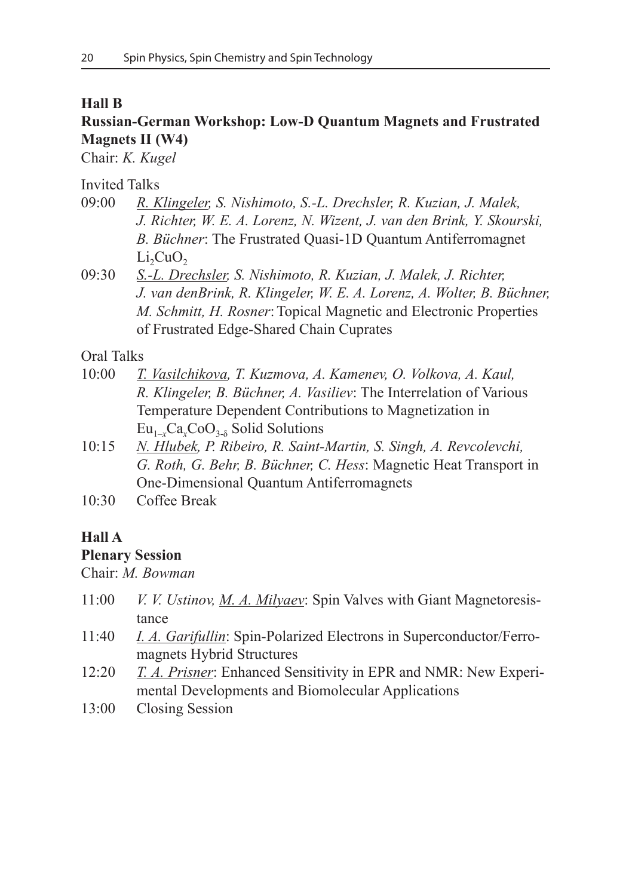**Hall B**

**Russian-German Workshop: Low-D Quantum Magnets and Frustrated Magnets II (W4)**

Chair: *K. Kugel*

Invited Talks

09:00 *R. Klingeler, S. Nishimoto, S.-L. Drechsler, R. Kuzian, J. Malek, J. Richter, W. E. A. Lorenz, N. Wizent, J. van den Brink, Y. Skourski, B. Büchner*: The Frustrated Quasi-1D Quantum Antiferromagnet $Li_2CuO_2$

09:30 *S.-L. Drechsler, S. Nishimoto, R. Kuzian, J. Malek, J. Richter, J. van denBrink, R. Klingeler, W. E. A. Lorenz, A. Wolter, B. Büchner, M. Schmitt, H. Rosner*: Topical Magnetic and Electronic Properties of Frustrated Edge-Shared Chain Cuprates

Oral Talks

10:00 *T. Vasilchikova, T. Kuzmova, A. Kamenev, O. Volkova, A. Kaul, R. Klingeler, B. Büchner, A. Vasiliev*: The Interrelation of Various Temperature Dependent Contributions to Magnetization in $Eu_{1-x}Ca_xCoO_{3-\delta}$ Solid Solutions

10:15 *N. Hlubek, P. Ribeiro, R. Saint-Martin, S. Singh, A. Revcolevchi, G. Roth, G. Behr, B. Büchner, C. Hess*: Magnetic Heat Transport in One-Dimensional Quantum Antiferromagnets

10:30 Coffee Break

**Hall A**

**Plenary Session**

Chair: *M. Bowman*

11:00 *V. V. Ustinov, M. A. Milyaev*: Spin Valves with Giant Magnetoresistance

11:40 *I. A. Garifullin*: Spin-Polarized Electrons in Superconductor/Ferromagnets Hybrid Structures

12:20 *T. A. Prisner*: Enhanced Sensitivity in EPR and NMR: New Experimental Developments and Biomolecular Applications

13:00 Closing Session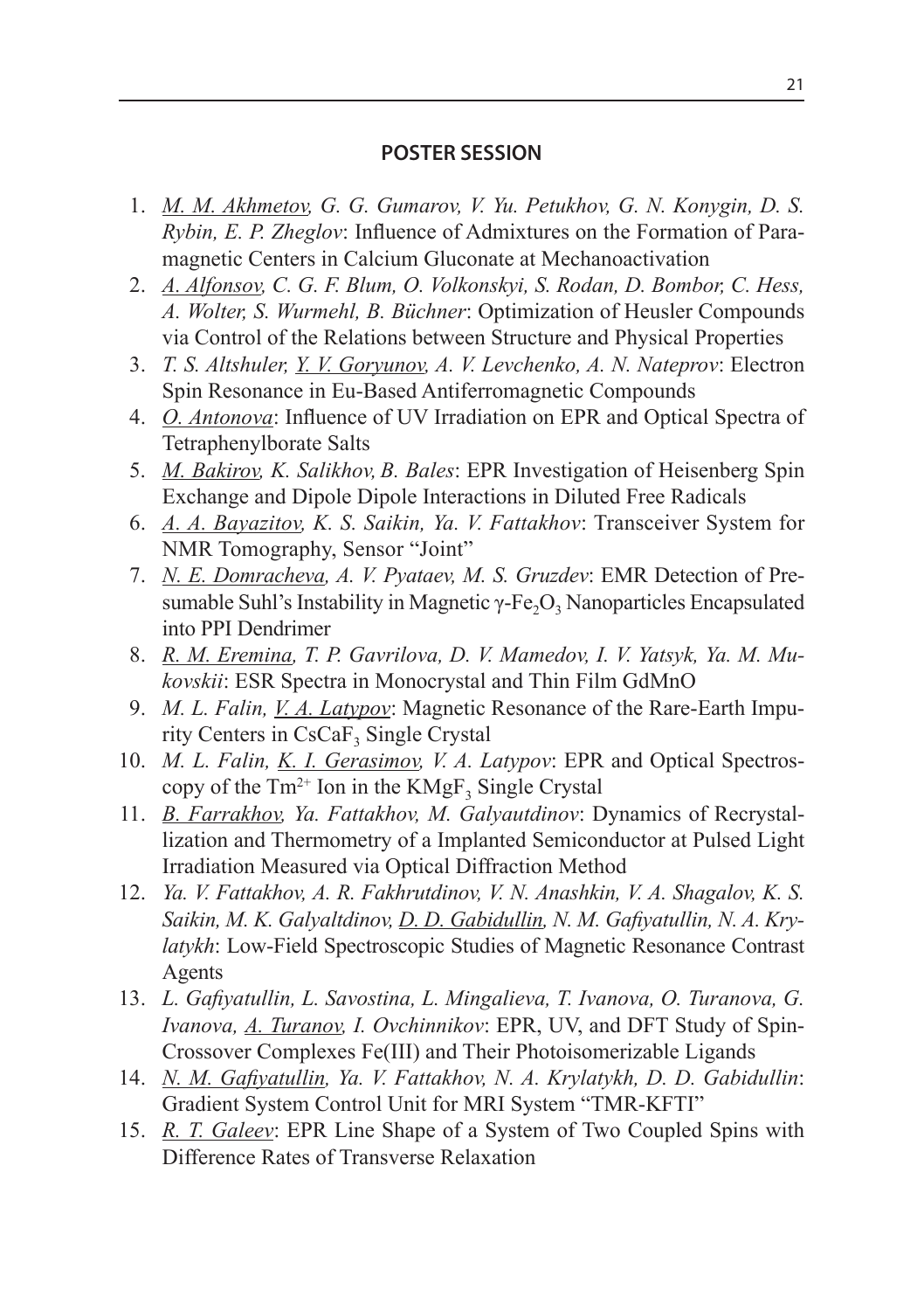## POSTER SESSION

1. *M. M. Akhmetov, G. G. Gumarov, V. Yu. Petukhov, G. N. Konygin, D. S. Rybin, E. P. Zheglov*: Influence of Admixtures on the Formation of Paramagnetic Centers in Calcium Gluconate at Mechanoactivation
2. *A. Alfonsov, C. G. F. Blum, O. Volkonskyi, S. Rodan, D. Bombor, C. Hess, A. Wolter, S. Wurmehl, B. Büchner*: Optimization of Heusler Compounds via Control of the Relations between Structure and Physical Properties
3. *T. S. Altshuler, Y. V. Goryunov, A. V. Levchenko, A. N. Nateprov*: Electron Spin Resonance in Eu-Based Antiferromagnetic Compounds
4. *O. Antonova*: Influence of UV Irradiation on EPR and Optical Spectra of Tetraphenylborate Salts
5. *M. Bakirov, K. Salikhov, B. Bales*: EPR Investigation of Heisenberg Spin Exchange and Dipole Dipole Interactions in Diluted Free Radicals
6. *A. A. Bayazitov, K. S. Saikin, Ya. V. Fattakhov*: Transceiver System for NMR Tomography, Sensor "Joint"
7. *N. E. Domracheva, A. V. Pyataev, M. S. Gruzdev*: EMR Detection of Presumable Suhl's Instability in Magnetic $\gamma$-$Fe_2O_3$ Nanoparticles Encapsulated into PPI Dendrimer
8. *R. M. Eremina, T. P. Gavrilova, D. V. Mamedov, I. V. Yatsyk, Ya. M. Mukovskii*: ESR Spectra in Monocrystal and Thin Film GdMnO
9. *M. L. Falin, V. A. Latypov*: Magnetic Resonance of the Rare-Earth Impurity Centers in $CsCaF_3$ Single Crystal
10. *M. L. Falin, K. I. Gerasimov, V. A. Latypov*: EPR and Optical Spectroscopy of the $Tm^{2+}$ Ion in the $KMgF_3$ Single Crystal
11. *B. Farrakhov, Ya. Fattakhov, M. Galyautdinov*: Dynamics of Recrystallization and Thermometry of a Implanted Semiconductor at Pulsed Light Irradiation Measured via Optical Diffraction Method
12. *Ya. V. Fattakhov, A. R. Fakhrutdinov, V. N. Anashkin, V. A. Shagalov, K. S. Saikin, M. K. Galyaltdinov, D. D. Gabidullin, N. M. Gafiyatullin, N. A. Krylatykh*: Low-Field Spectroscopic Studies of Magnetic Resonance Contrast Agents
13. *L. Gafiyatullin, L. Savostina, L. Mingalieva, T. Ivanova, O. Turanova, G. Ivanova, A. Turanov, I. Ovchinnikov*: EPR, UV, and DFT Study of Spin-Crossover Complexes Fe(III) and Their Photoisomerizable Ligands
14. *N. M. Gafiyatullin, Ya. V. Fattakhov, N. A. Krylatykh, D. D. Gabidullin*: Gradient System Control Unit for MRI System "TMR-KFTI"
15. *R. T. Galeev*: EPR Line Shape of a System of Two Coupled Spins with Difference Rates of Transverse Relaxation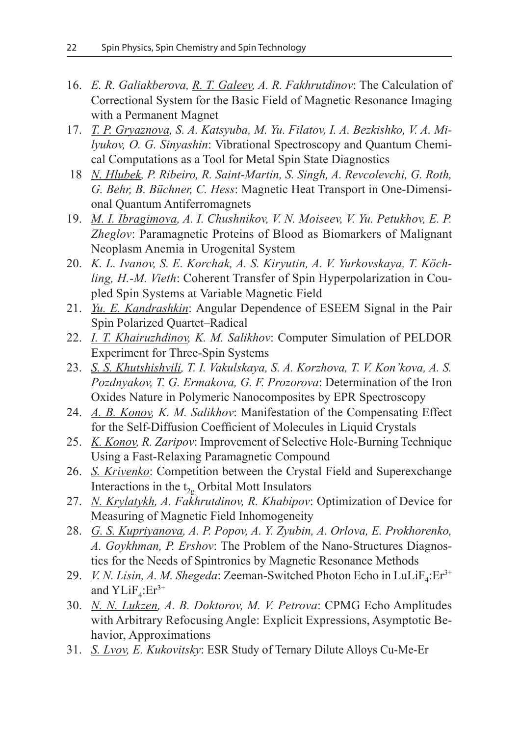16. *E. R. Galiakberova, R. T. Galeev, A. R. Fakhrutdinov*: The Calculation of Correctional System for the Basic Field of Magnetic Resonance Imaging with a Permanent Magnet
17. *T. P. Gryaznova, S. A. Katsyuba, M. Yu. Filatov, I. A. Bezkishko, V. A. Milyukov, O. G. Sinyashin*: Vibrational Spectroscopy and Quantum Chemical Computations as a Tool for Metal Spin State Diagnostics
18. *N. Hlubek, P. Ribeiro, R. Saint-Martin, S. Singh, A. Revcolevchi, G. Roth, G. Behr, B. Büchner, C. Hess*: Magnetic Heat Transport in One-Dimensional Quantum Antiferromagnets
19. *M. I. Ibragimova, A. I. Chushnikov, V. N. Moiseev, V. Yu. Petukhov, E. P. Zheglov*: Paramagnetic Proteins of Blood as Biomarkers of Malignant Neoplasm Anemia in Urogenital System
20. *K. L. Ivanov, S. E. Korchak, A. S. Kiryutin, A. V. Yurkovskaya, T. Köchling, H.-M. Vieth*: Coherent Transfer of Spin Hyperpolarization in Coupled Spin Systems at Variable Magnetic Field
21. *Yu. E. Kandrashkin*: Angular Dependence of ESEEM Signal in the Pair Spin Polarized Quartet–Radical
22. *I. T. Khairuzhdinov, K. M. Salikhov*: Computer Simulation of PELDOR Experiment for Three-Spin Systems
23. *S. S. Khutshishvili, T. I. Vakulskaya, S. A. Korzhova, T. V. Kon'kova, A. S. Pozdnyakov, T. G. Ermakova, G. F. Prozorova*: Determination of the Iron Oxides Nature in Polymeric Nanocomposites by EPR Spectroscopy
24. *A. B. Konov, K. M. Salikhov*: Manifestation of the Compensating Effect for the Self-Diffusion Coefficient of Molecules in Liquid Crystals
25. *K. Konov, R. Zaripov*: Improvement of Selective Hole-Burning Technique Using a Fast-Relaxing Paramagnetic Compound
26. *S. Krivenko*: Competition between the Crystal Field and Superexchange Interactions in the $t_{2g}$ Orbital Mott Insulators
27. *N. Krylatykh, A. Fakhrutdinov, R. Khabipov*: Optimization of Device for Measuring of Magnetic Field Inhomogeneity
28. *G. S. Kupriyanova, A. P. Popov, A. Y. Zyubin, A. Orlova, E. Prokhorenko, A. Goykhman, P. Ershov*: The Problem of the Nano-Structures Diagnostics for the Needs of Spintronics by Magnetic Resonance Methods
29. *V. N. Lisin, A. M. Shegeda*: Zeeman-Switched Photon Echo in $LuLiF_4$:$Er^{3+}$ and $YLiF_4$:$Er^{3+}$
30. *N. N. Lukzen, A. B. Doktorov, M. V. Petrova*: CPMG Echo Amplitudes with Arbitrary Refocusing Angle: Explicit Expressions, Asymptotic Behavior, Approximations
31. *S. Lvov, E. Kukovitsky*: ESR Study of Ternary Dilute Alloys Cu-Me-Er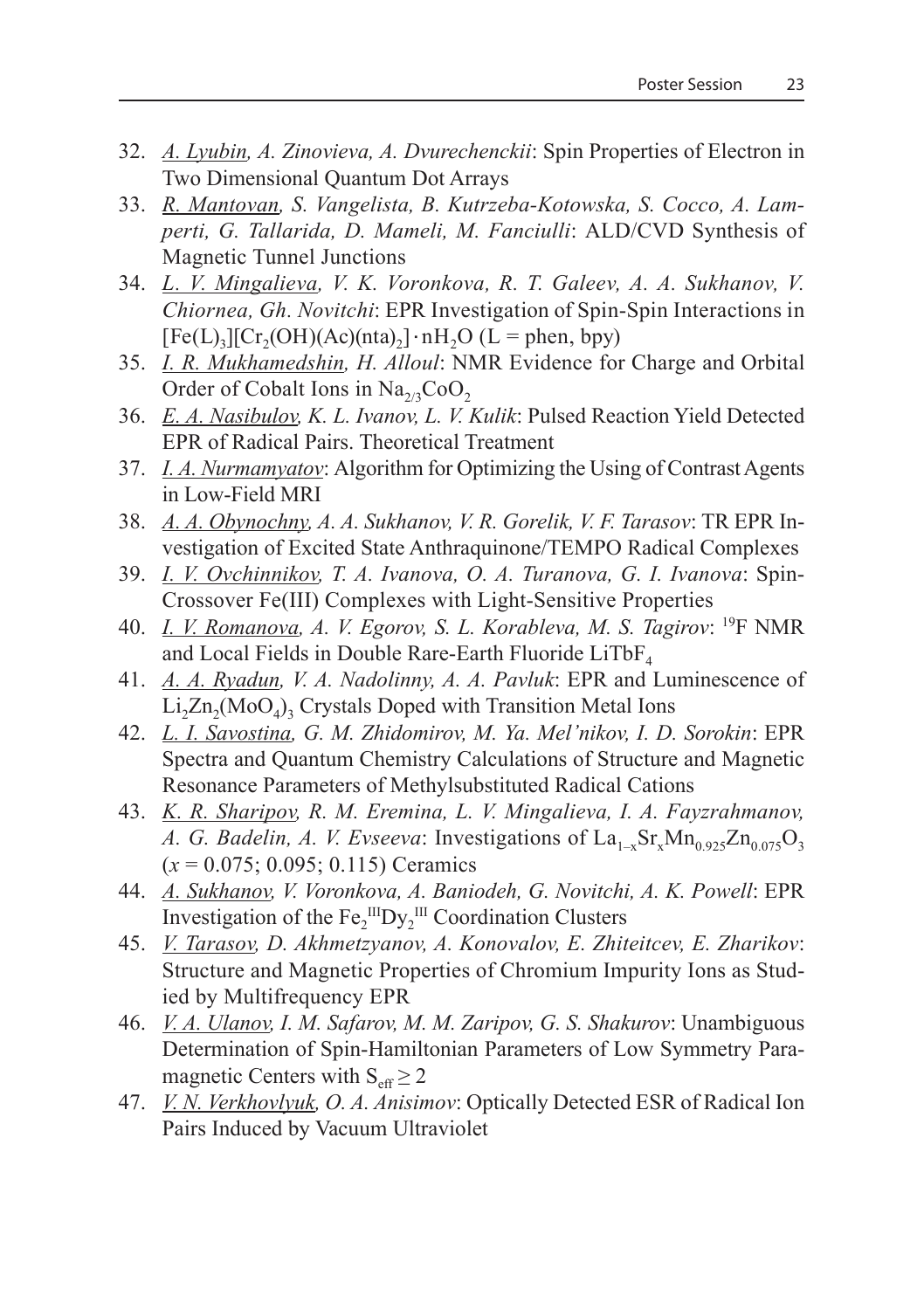32. *A. Lyubin, A. Zinovieva, A. Dvurechenckii*: Spin Properties of Electron in Two Dimensional Quantum Dot Arrays
33. *R. Mantovan, S. Vangelista, B. Kutrzeba-Kotowska, S. Cocco, A. Lamperti, G. Tallarida, D. Mameli, M. Fanciulli*: ALD/CVD Synthesis of Magnetic Tunnel Junctions
34. *L. V. Mingalieva, V. K. Voronkova, R. T. Galeev, A. A. Sukhanov, V. Chiornea, Gh. Novitchi*: EPR Investigation of Spin-Spin Interactions in $[Fe(L)_3][Cr_2(OH)(Ac)(nta)_2] \cdot nH_2O$ (L = phen, bpy)
35. *I. R. Mukhamedshin, H. Alloul*: NMR Evidence for Charge and Orbital Order of Cobalt Ions in $Na_{2/3}CoO_2$
36. *E. A. Nasibulov, K. L. Ivanov, L. V. Kulik*: Pulsed Reaction Yield Detected EPR of Radical Pairs. Theoretical Treatment
37. *I. A. Nurmamyatov*: Algorithm for Optimizing the Using of Contrast Agents in Low-Field MRI
38. *A. A. Obynochny, A. A. Sukhanov, V. R. Gorelik, V. F. Tarasov*: TR EPR Investigation of Excited State Anthraquinone/TEMPO Radical Complexes
39. *I. V. Ovchinnikov, T. A. Ivanova, O. A. Turanova, G. I. Ivanova*: Spin-Crossover Fe(III) Complexes with Light-Sensitive Properties
40. *I. V. Romanova, A. V. Egorov, S. L. Korableva, M. S. Tagirov*: $^{19}F$ NMR and Local Fields in Double Rare-Earth Fluoride $LiTbF_4$
41. *A. A. Ryadun, V. A. Nadolinny, A. A. Pavluk*: EPR and Luminescence of $Li_2Zn_2(MoO_4)_3$ Crystals Doped with Transition Metal Ions
42. *L. I. Savostina, G. M. Zhidomirov, M. Ya. Mel'nikov, I. D. Sorokin*: EPR Spectra and Quantum Chemistry Calculations of Structure and Magnetic Resonance Parameters of Methylsubstituted Radical Cations
43. *K. R. Sharipov, R. M. Eremina, L. V. Mingalieva, I. A. Fayzrahmanov, A. G. Badelin, A. V. Evseeva*: Investigations of $La_{1-x}Sr_xMn_{0.925}Zn_{0.075}O_3$ ($x$ = 0.075; 0.095; 0.115) Ceramics
44. *A. Sukhanov, V. Voronkova, A. Baniodeh, G. Novitchi, A. K. Powell*: EPR Investigation of the $Fe_2^{III}Dy_2^{III}$ Coordination Clusters
45. *V. Tarasov, D. Akhmetzyanov, A. Konovalov, E. Zhiteitcev, E. Zharikov*: Structure and Magnetic Properties of Chromium Impurity Ions as Studied by Multifrequency EPR
46. *V. A. Ulanov, I. M. Safarov, M. M. Zaripov, G. S. Shakurov*: Unambiguous Determination of Spin-Hamiltonian Parameters of Low Symmetry Paramagnetic Centers with $S_{eff} \geq 2$
47. *V. N. Verkhovlyuk, O. A. Anisimov*: Optically Detected ESR of Radical Ion Pairs Induced by Vacuum Ultraviolet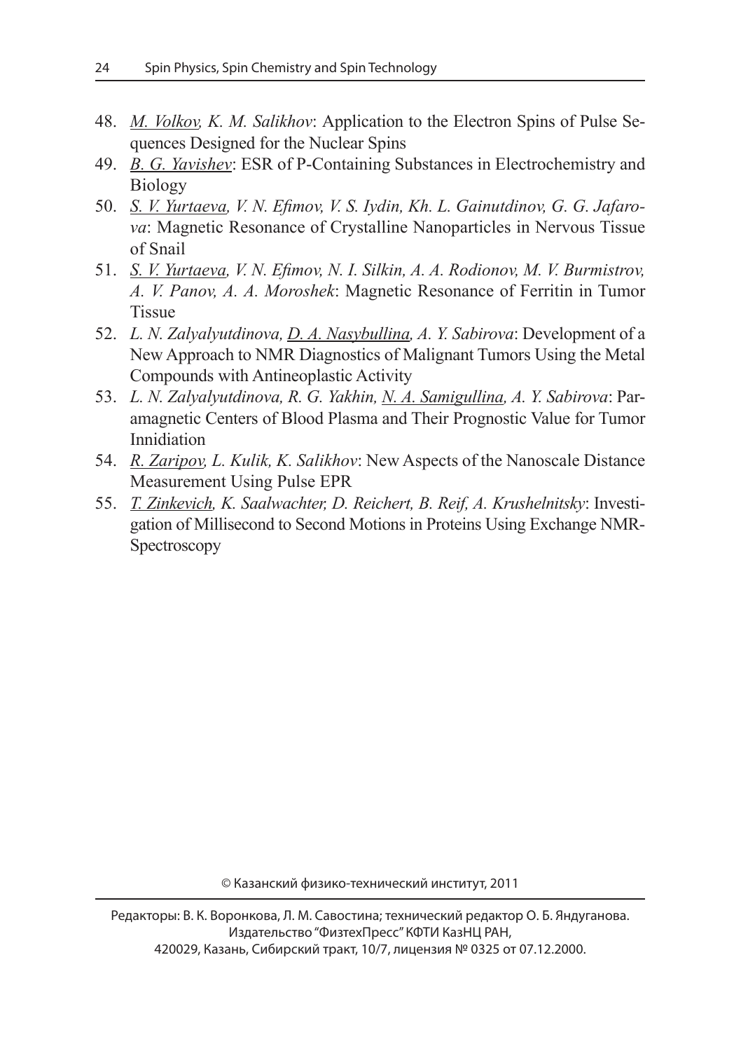48. *<u>M. Volkov</u>, K. M. Salikhov*: Application to the Electron Spins of Pulse Sequences Designed for the Nuclear Spins
49. *<u>B. G. Yavishev</u>*: ESR of P-Containing Substances in Electrochemistry and Biology
50. *<u>S. V. Yurtaeva</u>, V. N. Efimov, V. S. Iydin, Kh. L. Gainutdinov, G. G. Jafarova*: Magnetic Resonance of Crystalline Nanoparticles in Nervous Tissue of Snail
51. *<u>S. V. Yurtaeva</u>, V. N. Efimov, N. I. Silkin, A. A. Rodionov, M. V. Burmistrov, A. V. Panov, A. A. Moroshek*: Magnetic Resonance of Ferritin in Tumor Tissue
52. *L. N. Zalyalyutdinova, <u>D. A. Nasybullina</u>, A. Y. Sabirova*: Development of a New Approach to NMR Diagnostics of Malignant Tumors Using the Metal Compounds with Antineoplastic Activity
53. *L. N. Zalyalyutdinova, R. G. Yakhin, <u>N. A. Samigullina</u>, A. Y. Sabirova*: Paramagnetic Centers of Blood Plasma and Their Prognostic Value for Tumor Innidiation
54. *<u>R. Zaripov</u>, L. Kulik, K. Salikhov*: New Aspects of the Nanoscale Distance Measurement Using Pulse EPR
55. *<u>T. Zinkevich</u>, K. Saalwachter, D. Reichert, B. Reif, A. Krushelnitsky*: Investigation of Millisecond to Second Motions in Proteins Using Exchange NMR-Spectroscopy

© Казанский физико-технический институт, 2011

Редакторы: В. К. Воронкова, Л. М. Савостина; технический редактор О. Б. Яндуганова.
Издательство "ФизтехПресс" КФТИ КазНЦ РАН,
420029, Казань, Сибирский тракт, 10/7, лицензия № 0325 от 07.12.2000.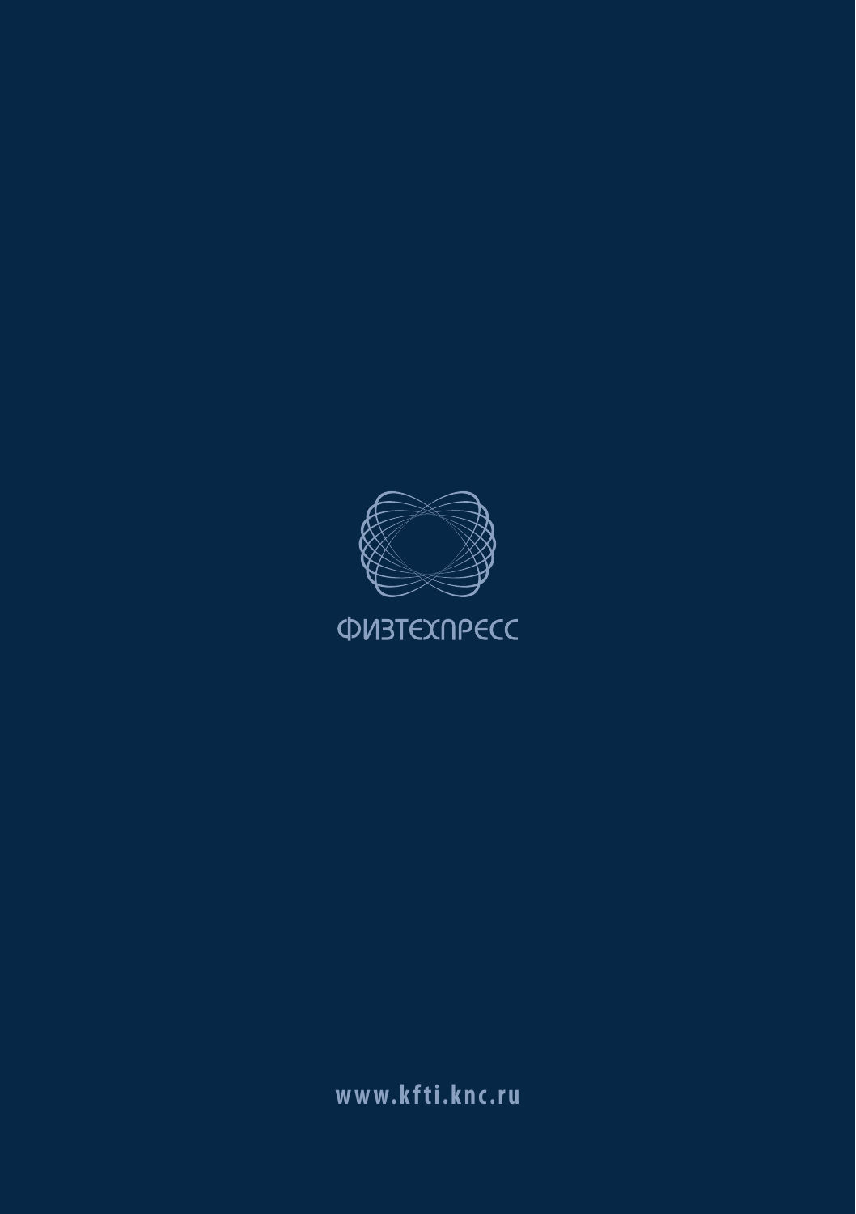ФИЗТЕХПРЕСС

**www.kfti.knc.ru**